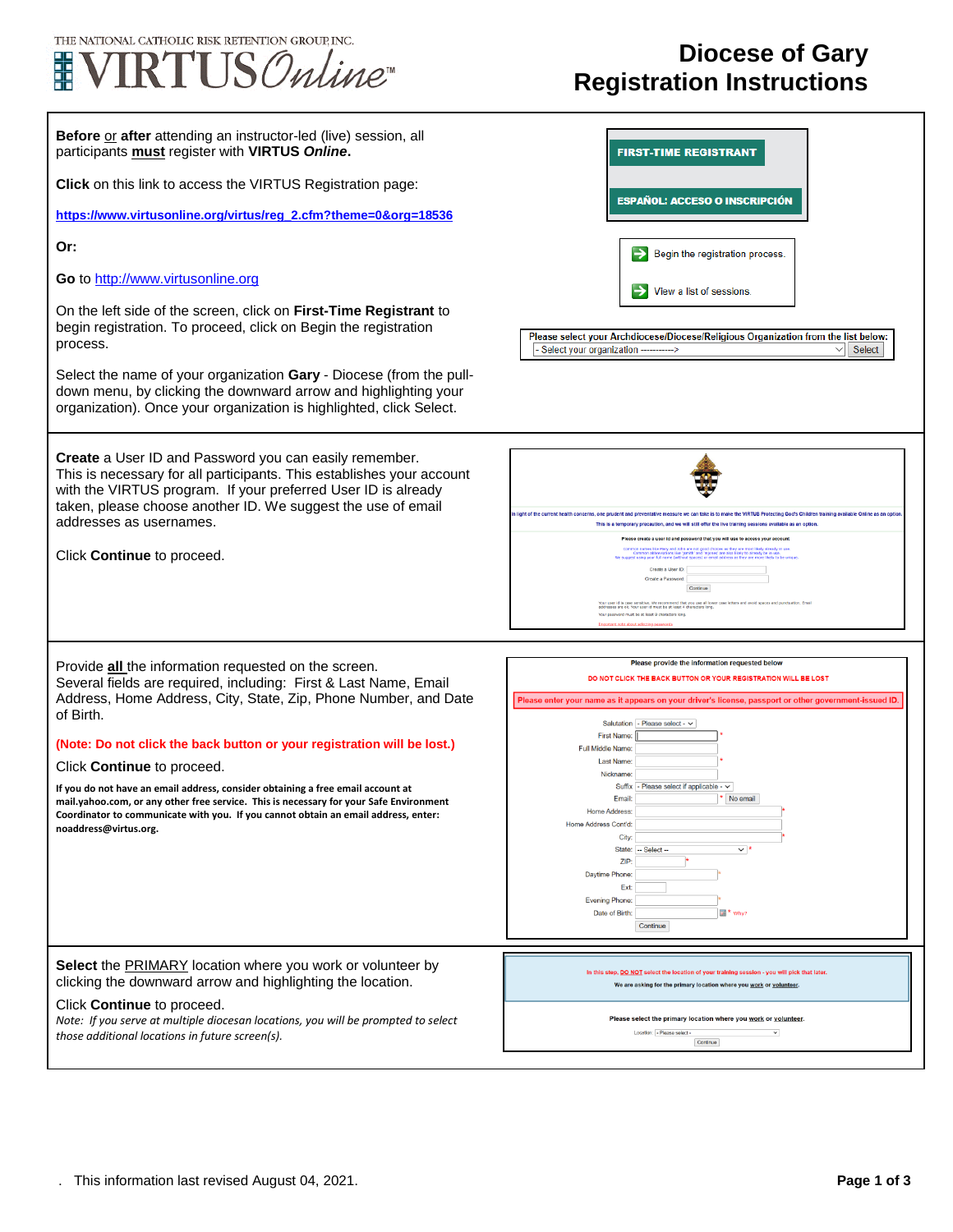THE NATIONAL CATHOLIC RISK RETENTION GROUP, INC.
VIRTUS*Online*™

# Diocese of Gary Registration Instructions

**Before** or **after** attending an instructor-led (live) session, all participants **must** register with **VIRTUS *Online*.**

**Click** on this link to access the VIRTUS Registration page:

**https://www.virtusonline.org/virtus/reg_2.cfm?theme=0&org=18536**

**Or:**

**Go** to http://www.virtusonline.org

On the left side of the screen, click on **First-Time Registrant** to begin registration. To proceed, click on Begin the registration process.

Select the name of your organization **Gary** - Diocese (from the pull-down menu, by clicking the downward arrow and highlighting your organization). Once your organization is highlighted, click Select.

FIRST-TIME REGISTRANT

ESPAÑOL: ACCESO O INSCRIPCIÓN

Begin the registration process.

View a list of sessions.

Please select your Archdiocese/Diocese/Religious Organization from the list below:
- Select your organization -----------> Select

---

**Create** a User ID and Password you can easily remember. This is necessary for all participants. This establishes your account with the VIRTUS program. If your preferred User ID is already taken, please choose another ID. We suggest the use of email addresses as usernames.

Click **Continue** to proceed.

---

Provide **all** the information requested on the screen. Several fields are required, including: First & Last Name, Email Address, Home Address, City, State, Zip, Phone Number, and Date of Birth.

**(Note: Do not click the back button or your registration will be lost.)**

Click **Continue** to proceed.

**If you do not have an email address, consider obtaining a free email account at mail.yahoo.com, or any other free service. This is necessary for your Safe Environment Coordinator to communicate with you. If you cannot obtain an email address, enter: noaddress@virtus.org.**

Please provide the information requested below

DO NOT CLICK THE BACK BUTTON OR YOUR REGISTRATION WILL BE LOST

Please enter your name as it appears on your driver's license, passport or other government-issued ID.

Salutation, First Name, Full Middle Name, Last Name, Nickname, Suffix, Email, Home Address, Home Address Cont'd, City, State, ZIP, Daytime Phone, Ext, Evening Phone, Date of Birth — Continue

---

**Select** the PRIMARY location where you work or volunteer by clicking the downward arrow and highlighting the location.

Click **Continue** to proceed.

*Note: If you serve at multiple diocesan locations, you will be prompted to select those additional locations in future screen(s).*

In this step, DO NOT select the location of your training session - you will pick that later.
We are asking for the primary location where you work or volunteer.

Please select the primary location where you work or volunteer.
Location: - Please select - Continue

---

. This information last revised August 04, 2021.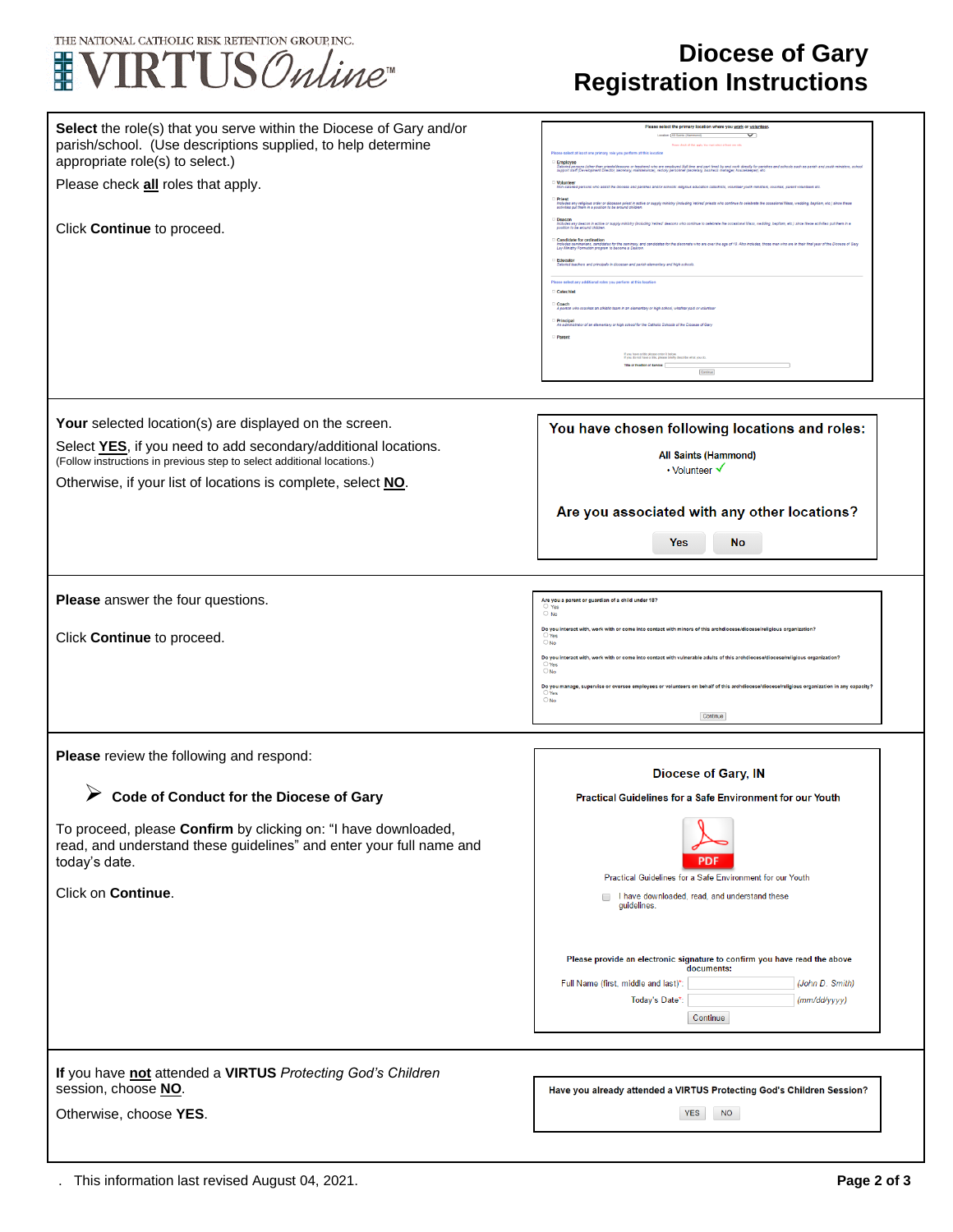# Diocese of Gary Registration Instructions

**Select** the role(s) that you serve within the Diocese of Gary and/or parish/school. (Use descriptions supplied, to help determine appropriate role(s) to select.)

Please check **all** roles that apply.

Click **Continue** to proceed.

---

**Your** selected location(s) are displayed on the screen.

Select **YES**, if you need to add secondary/additional locations. (Follow instructions in previous step to select additional locations.)

Otherwise, if your list of locations is complete, select **NO**.

> You have chosen following locations and roles:
>
> All Saints (Hammond)
> • Volunteer ✓
>
> Are you associated with any other locations?
>
> Yes | No

---

**Please** answer the four questions.

Click **Continue** to proceed.

> Are you a parent or guardian of a child under 18?
> Do you interact with, work with or come into contact with minors of this archdiocese/diocese/religious organization?
> Do you interact with, work with or come into contact with vulnerable adults of this archdiocese/diocese/religious organization?
> Do you manage, supervise or oversee employees or volunteers on behalf of this archdiocese/diocese/religious organization in any capacity?

---

**Please** review the following and respond:

- **Code of Conduct for the Diocese of Gary**

To proceed, please **Confirm** by clicking on: "I have downloaded, read, and understand these guidelines" and enter your full name and today's date.

Click on **Continue**.

> Diocese of Gary, IN
>
> Practical Guidelines for a Safe Environment for our Youth
>
> Practical Guidelines for a Safe Environment for our Youth
>
> I have downloaded, read, and understand these guidelines.
>
> Please provide an electronic signature to confirm you have read the above documents:
>
> Full Name (first, middle and last)*: (John D. Smith)
>
> Today's Date*: (mm/dd/yyyy)
>
> Continue

---

**If** you have **not** attended a **VIRTUS** *Protecting God's Children* session, choose **NO**.

Otherwise, choose **YES**.

> Have you already attended a VIRTUS Protecting God's Children Session?
>
> YES | NO

---

This information last revised August 04, 2021.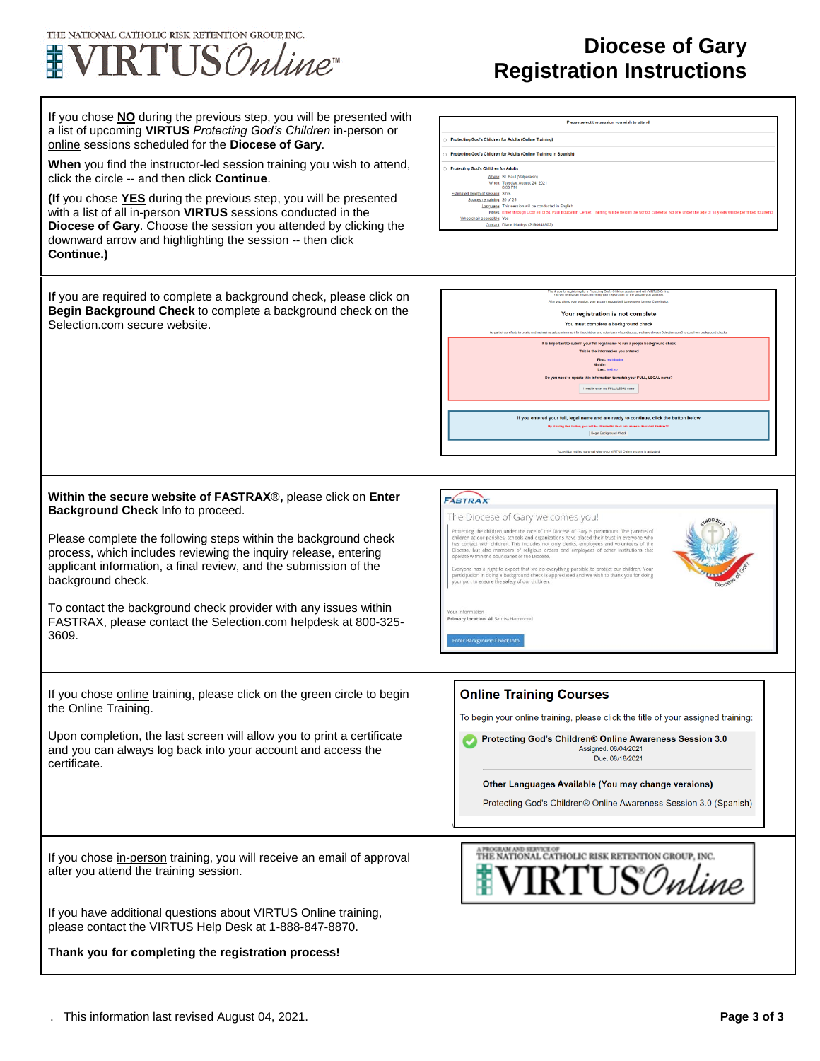# Diocese of Gary Registration Instructions

**If** you chose **NO** during the previous step, you will be presented with a list of upcoming **VIRTUS** *Protecting God's Children* in-person or online sessions scheduled for the **Diocese of Gary**.

**When** you find the instructor-led session training you wish to attend, click the circle -- and then click **Continue**.

**(If** you chose **YES** during the previous step, you will be presented with a list of all in-person **VIRTUS** sessions conducted in the **Diocese of Gary**. Choose the session you attended by clicking the downward arrow and highlighting the session -- then click **Continue.)**

**If** you are required to complete a background check, please click on **Begin Background Check** to complete a background check on the Selection.com secure website.

**Within the secure website of FASTRAX®,** please click on **Enter Background Check** Info to proceed.

Please complete the following steps within the background check process, which includes reviewing the inquiry release, entering applicant information, a final review, and the submission of the background check.

To contact the background check provider with any issues within FASTRAX, please contact the Selection.com helpdesk at 800-325-3609.

If you chose online training, please click on the green circle to begin the Online Training.

Upon completion, the last screen will allow you to print a certificate and you can always log back into your account and access the certificate.

If you chose in-person training, you will receive an email of approval after you attend the training session.

If you have additional questions about VIRTUS Online training, please contact the VIRTUS Help Desk at 1-888-847-8870.

**Thank you for completing the registration process!**

This information last revised August 04, 2021.